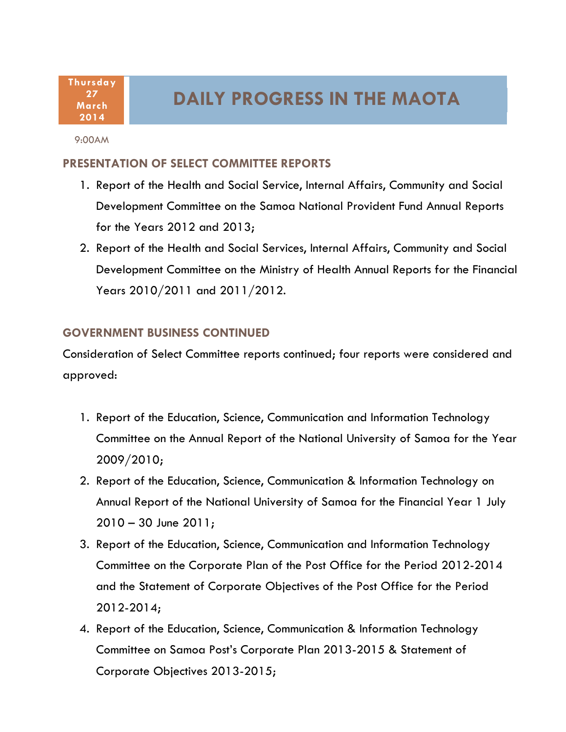Thursday 27 March 2014

# DAILY PROGRESS IN THE MAOTA

9:00AM

## PRESENTATION OF SELECT COMMITTEE REPORTS

1. Report of the Health and Social Service, Internal Affairs, Community and Social Development Committee on the Samoa National Provident Fund Annual Reports for the Years 2012 and 2013;
2. Report of the Health and Social Services, Internal Affairs, Community and Social Development Committee on the Ministry of Health Annual Reports for the Financial Years 2010/2011 and 2011/2012.

## GOVERNMENT BUSINESS CONTINUED

Consideration of Select Committee reports continued; four reports were considered and approved:

1. Report of the Education, Science, Communication and Information Technology Committee on the Annual Report of the National University of Samoa for the Year 2009/2010;
2. Report of the Education, Science, Communication & Information Technology on Annual Report of the National University of Samoa for the Financial Year 1 July 2010 – 30 June 2011;
3. Report of the Education, Science, Communication and Information Technology Committee on the Corporate Plan of the Post Office for the Period 2012-2014 and the Statement of Corporate Objectives of the Post Office for the Period 2012-2014;
4. Report of the Education, Science, Communication & Information Technology Committee on Samoa Post's Corporate Plan 2013-2015 & Statement of Corporate Objectives 2013-2015;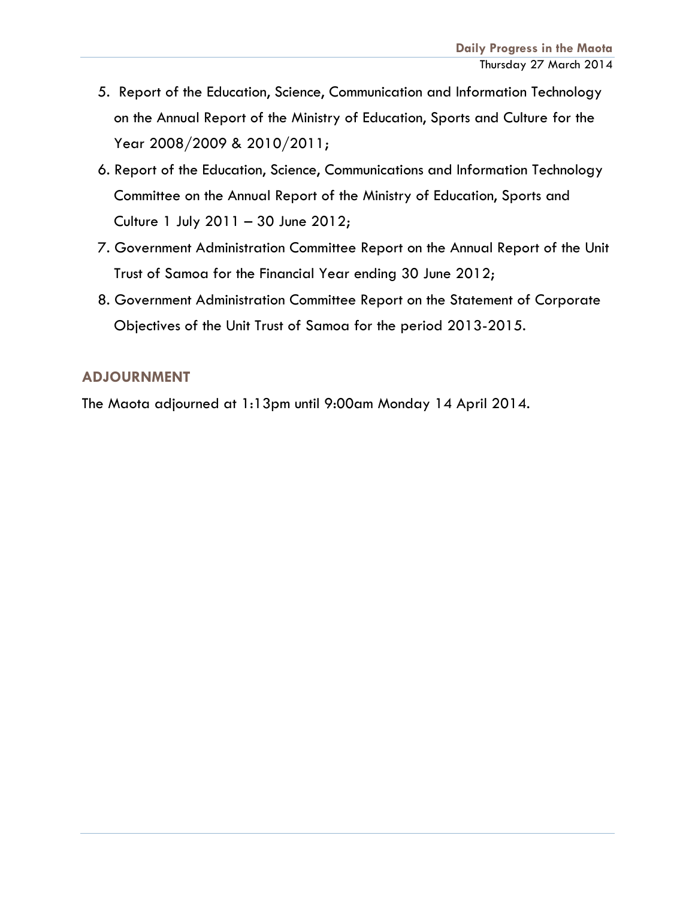5. Report of the Education, Science, Communication and Information Technology on the Annual Report of the Ministry of Education, Sports and Culture for the Year 2008/2009 & 2010/2011;
6. Report of the Education, Science, Communications and Information Technology Committee on the Annual Report of the Ministry of Education, Sports and Culture 1 July 2011 – 30 June 2012;
7. Government Administration Committee Report on the Annual Report of the Unit Trust of Samoa for the Financial Year ending 30 June 2012;
8. Government Administration Committee Report on the Statement of Corporate Objectives of the Unit Trust of Samoa for the period 2013-2015.

## ADJOURNMENT

The Maota adjourned at 1:13pm until 9:00am Monday 14 April 2014.